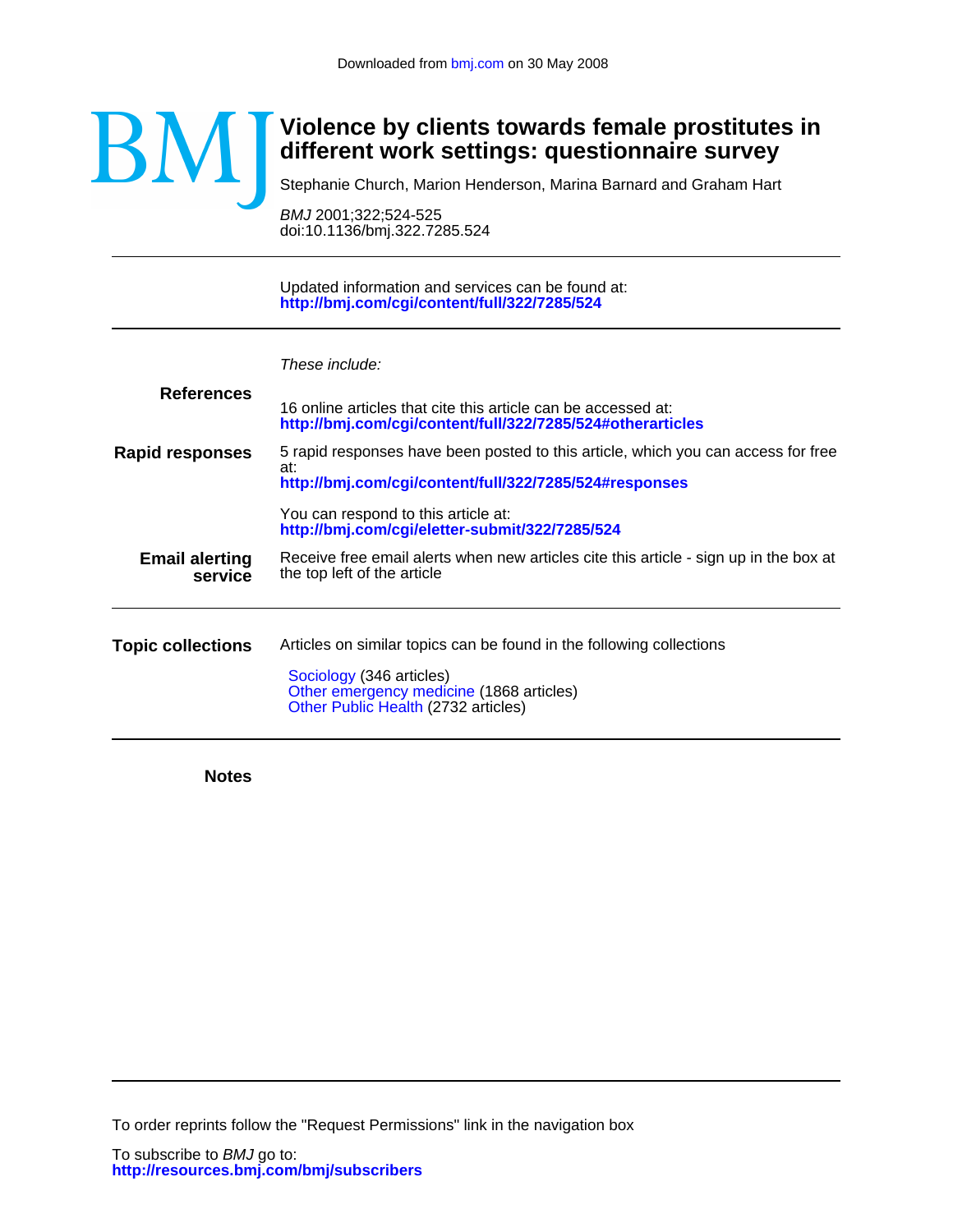Downloaded from bmj.com on 30 May 2008

BMJ

# Violence by clients towards female prostitutes in different work settings: questionnaire survey

Stephanie Church, Marion Henderson, Marina Barnard and Graham Hart

*BMJ* 2001;322;524-525
doi:10.1136/bmj.322.7285.524

---

Updated information and services can be found at:
**http://bmj.com/cgi/content/full/322/7285/524**

---

*These include:*

**References**

16 online articles that cite this article can be accessed at:
**http://bmj.com/cgi/content/full/322/7285/524#otherarticles**

**Rapid responses**

5 rapid responses have been posted to this article, which you can access for free at:
**http://bmj.com/cgi/content/full/322/7285/524#responses**

You can respond to this article at:
**http://bmj.com/cgi/eletter-submit/322/7285/524**

**Email alerting service**

Receive free email alerts when new articles cite this article - sign up in the box at the top left of the article

---

**Topic collections**

Articles on similar topics can be found in the following collections

Sociology (346 articles)
Other emergency medicine (1868 articles)
Other Public Health (2732 articles)

---

**Notes**

---

To order reprints follow the "Request Permissions" link in the navigation box

To subscribe to *BMJ* go to:
**http://resources.bmj.com/bmj/subscribers**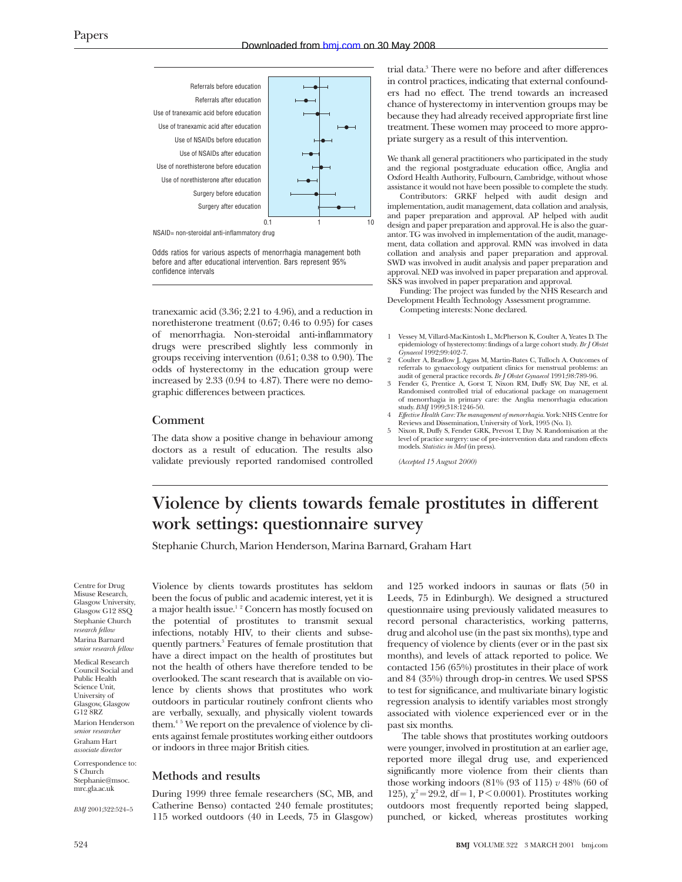Referrals before education
Referrals after education
Use of tranexamic acid before education
Use of tranexamic acid after education
Use of NSAIDs before education
Use of NSAIDs after education
Use of norethisterone before education
Use of norethisterone after education
Surgery before education
Surgery after education

0.1
1
10

NSAID= non-steroidal anti-inflammatory drug

Odds ratios for various aspects of menorrhagia management both before and after educational intervention. Bars represent 95% confidence intervals

tranexamic acid (3.36; 2.21 to 4.96), and a reduction in norethisterone treatment (0.67; 0.46 to 0.95) for cases of menorrhagia. Non-steroidal anti-inflammatory drugs were prescribed slightly less commonly in groups receiving intervention (0.61; 0.38 to 0.90). The odds of hysterectomy in the education group were increased by 2.33 (0.94 to 4.87). There were no demographic differences between practices.

## Comment

The data show a positive change in behaviour among doctors as a result of education. The results also validate previously reported randomised controlled trial data.[3] There were no before and after differences in control practices, indicating that external confounders had no effect. The trend towards an increased chance of hysterectomy in intervention groups may be because they had already received appropriate first line treatment. These women may proceed to more appropriate surgery as a result of this intervention.

We thank all general practitioners who participated in the study and the regional postgraduate education office, Anglia and Oxford Health Authority, Fulbourn, Cambridge, without whose assistance it would not have been possible to complete the study.

Contributors: GRKF helped with audit design and implementation, audit management, data collation and analysis, and paper preparation and approval. AP helped with audit design and paper preparation and approval. He is also the guarantor. TG was involved in implementation of the audit, management, data collation and approval. RMN was involved in data collation and analysis and paper preparation and approval. SWD was involved in audit analysis and paper preparation and approval. NED was involved in paper preparation and approval. SKS was involved in paper preparation and approval.

Funding: The project was funded by the NHS Research and Development Health Technology Assessment programme.

Competing interests: None declared.

1. Vessey M, Villard-MacKintosh L, McPherson K, Coulter A, Yeates D. The epidemiology of hysterectomy: findings of a large cohort study. *Br J Obstet Gynaecol* 1992;99:402-7.
2. Coulter A, Bradlow J, Agass M, Martin-Bates C, Tulloch A. Outcomes of referrals to gynaecology outpatient clinics for menstrual problems: an audit of general practice records. *Br J Obstet Gynaecol* 1991;98:789-96.
3. Fender G, Prentice A, Gorst T, Nixon RM, Duffy SW, Day NE, et al. Randomised controlled trial of educational package on management of menorrhagia in primary care: the Anglia menorrhagia education study. *BMJ* 1999;318:1246-50.
4. *Effective Health Care: The management of menorrhagia*. York: NHS Centre for Reviews and Dissemination, University of York, 1995 (No. 1).
5. Nixon R, Duffy S, Fender GRK, Prevost T, Day N. Randomisation at the level of practice surgery: use of pre-intervention data and random effects models. *Statistics in Med* (in press).

*(Accepted 15 August 2000)*

# Violence by clients towards female prostitutes in different work settings: questionnaire survey

Stephanie Church, Marion Henderson, Marina Barnard, Graham Hart

Centre for Drug Misuse Research, Glasgow University, Glasgow G12 8SQ
Stephanie Church *research fellow*
Marina Barnard *senior research fellow*

Medical Research Council Social and Public Health Science Unit, University of Glasgow, Glasgow G12 8RZ
Marion Henderson *senior researcher*
Graham Hart *associate director*

Correspondence to: S Church Stephanie@msoc.mrc.gla.ac.uk

*BMJ* 2001;322:524–5

Violence by clients towards prostitutes has seldom been the focus of public and academic interest, yet it is a major health issue.[1,2] Concern has mostly focused on the potential of prostitutes to transmit sexual infections, notably HIV, to their clients and subsequently partners.[3] Features of female prostitution that have a direct impact on the health of prostitutes but not the health of others have therefore tended to be overlooked. The scant research that is available on violence by clients shows that prostitutes who work outdoors in particular routinely confront clients who are verbally, sexually, and physically violent towards them.[4,5] We report on the prevalence of violence by clients against female prostitutes working either outdoors or indoors in three major British cities.

## Methods and results

During 1999 three female researchers (SC, MB, and Catherine Benso) contacted 240 female prostitutes; 115 worked outdoors (40 in Leeds, 75 in Glasgow) and 125 worked indoors in saunas or flats (50 in Leeds, 75 in Edinburgh). We designed a structured questionnaire using previously validated measures to record personal characteristics, working patterns, drug and alcohol use (in the past six months), type and frequency of violence by clients (ever or in the past six months), and levels of attack reported to police. We contacted 156 (65%) prostitutes in their place of work and 84 (35%) through drop-in centres. We used SPSS to test for significance, and multivariate binary logistic regression analysis to identify variables most strongly associated with violence experienced ever or in the past six months.

The table shows that prostitutes working outdoors were younger, involved in prostitution at an earlier age, reported more illegal drug use, and experienced significantly more violence from their clients than those working indoors (81% (93 of 115) *v* 48% (60 of 125), $\chi^2 = 29.2$, df = 1, $P < 0.0001$). Prostitutes working outdoors most frequently reported being slapped, punched, or kicked, whereas prostitutes working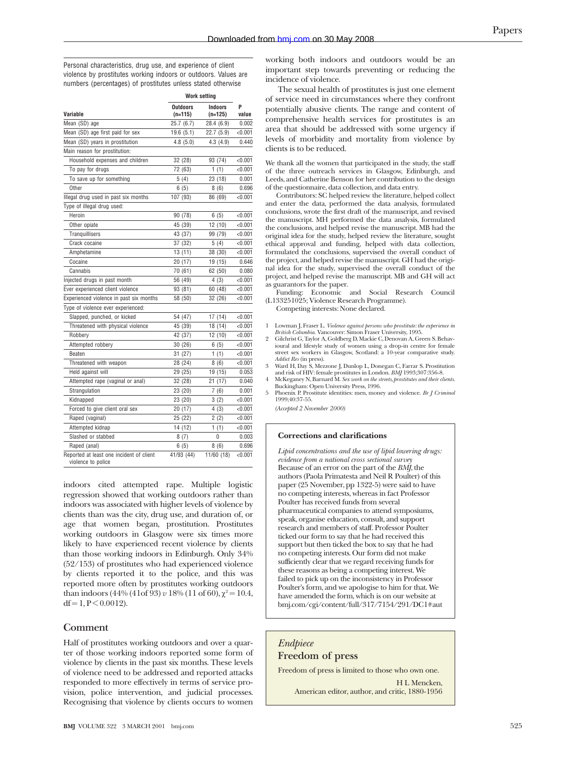Personal characteristics, drug use, and experience of client violence by prostitutes working indoors or outdoors. Values are numbers (percentages) of prostitutes unless stated otherwise

| Variable | Work setting | | |
|---|---|---|---|
| | Outdoors (n=115) | Indoors (n=125) | P value |
| Mean (SD) age | 25.7 (6.7) | 28.4 (6.9) | 0.002 |
| Mean (SD) age first paid for sex | 19.6 (5.1) | 22.7 (5.9) | <0.001 |
| Mean (SD) years in prostitution | 4.8 (5.0) | 4.3 (4.9) | 0.440 |
| Main reason for prostitution: | | | |
| Household expenses and children | 32 (28) | 93 (74) | <0.001 |
| To pay for drugs | 72 (63) | 1 (1) | <0.001 |
| To save up for something | 5 (4) | 23 (18) | 0.001 |
| Other | 6 (5) | 8 (6) | 0.696 |
| Illegal drug used in past six months | 107 (93) | 86 (69) | <0.001 |
| Type of illegal drug used: | | | |
| Heroin | 90 (78) | 6 (5) | <0.001 |
| Other opiate | 45 (39) | 12 (10) | <0.001 |
| Tranquillisers | 43 (37) | 99 (79) | <0.001 |
| Crack cocaine | 37 (32) | 5 (4) | <0.001 |
| Amphetamine | 13 (11) | 38 (30) | <0.001 |
| Cocaine | 20 (17) | 19 (15) | 0.646 |
| Cannabis | 70 (61) | 62 (50) | 0.080 |
| Injected drugs in past month | 56 (49) | 4 (3) | <0.001 |
| Ever experienced client violence | 93 (81) | 60 (48) | <0.001 |
| Experienced violence in past six months | 58 (50) | 32 (26) | <0.001 |
| Type of violence ever experienced: | | | |
| Slapped, punched, or kicked | 54 (47) | 17 (14) | <0.001 |
| Threatened with physical violence | 45 (39) | 18 (14) | <0.001 |
| Robbery | 42 (37) | 12 (10) | <0.001 |
| Attempted robbery | 30 (26) | 6 (5) | <0.001 |
| Beaten | 31 (27) | 1 (1) | <0.001 |
| Threatened with weapon | 28 (24) | 8 (6) | <0.001 |
| Held against will | 29 (25) | 19 (15) | 0.053 |
| Attempted rape (vaginal or anal) | 32 (28) | 21 (17) | 0.040 |
| Strangulation | 23 (20) | 7 (6) | 0.001 |
| Kidnapped | 23 (20) | 3 (2) | <0.001 |
| Forced to give client oral sex | 20 (17) | 4 (3) | <0.001 |
| Raped (vaginal) | 25 (22) | 2 (2) | <0.001 |
| Attempted kidnap | 14 (12) | 1 (1) | <0.001 |
| Slashed or stabbed | 8 (7) | 0 | 0.003 |
| Raped (anal) | 6 (5) | 8 (6) | 0.696 |
| Reported at least one incident of client violence to police | 41/93 (44) | 11/60 (18) | <0.001 |

indoors cited attempted rape. Multiple logistic regression showed that working outdoors rather than indoors was associated with higher levels of violence by clients than was the city, drug use, and duration of, or age that women began, prostitution. Prostitutes working outdoors in Glasgow were six times more likely to have experienced recent violence by clients than those working indoors in Edinburgh. Only 34% (52/153) of prostitutes who had experienced violence by clients reported it to the police, and this was reported more often by prostitutes working outdoors than indoors (44% (41of 93) *v* 18% (11 of 60), $\chi^2 = 10.4$, df = 1, $P < 0.0012$).

## Comment

Half of prostitutes working outdoors and over a quarter of those working indoors reported some form of violence by clients in the past six months. These levels of violence need to be addressed and reported attacks responded to more effectively in terms of service provision, police intervention, and judicial processes. Recognising that violence by clients occurs to women working both indoors and outdoors would be an important step towards preventing or reducing the incidence of violence.

The sexual health of prostitutes is just one element of service need in circumstances where they confront potentially abusive clients. The range and content of comprehensive health services for prostitutes is an area that should be addressed with some urgency if levels of morbidity and mortality from violence by clients is to be reduced.

We thank all the women that participated in the study, the staff of the three outreach services in Glasgow, Edinburgh, and Leeds, and Catherine Benson for her contribution to the design of the questionnaire, data collection, and data entry.

Contributors: SC helped review the literature, helped collect and enter the data, performed the data analysis, formulated conclusions, wrote the first draft of the manuscript, and revised the manuscript. MH performed the data analysis, formulated the conclusions, and helped revise the manuscript. MB had the original idea for the study, helped review the literature, sought ethical approval and funding, helped with data collection, formulated the conclusions, supervised the overall conduct of the project, and helped revise the manuscript. GH had the original idea for the study, supervised the overall conduct of the project, and helped revise the manuscript. MB and GH will act as guarantors for the paper.

Funding: Economic and Social Research Council (L133251025; Violence Research Programme).

Competing interests: None declared.

1. Lowman J, Fraser L. *Violence against persons who prostitute: the experience in British Columbia.* Vancouver: Simon Fraser University, 1995.
2. Gilchrist G, Taylor A, Goldberg D, Mackie C, Denovan A, Green S. Behavioural and lifestyle study of women using a drop-in centre for female street sex workers in Glasgow, Scotland: a 10-year comparative study. *Addict Res* (in press).
3. Ward H, Day S, Mezzone J, Dunlop L, Donegan C, Farrar S. Prostitution and risk of HIV: female prostitutes in London. *BMJ* 1993;307:356-8.
4. McKeganey N, Barnard M. *Sex work on the streets, prostitutes and their clients.* Buckingham: Open University Press, 1996.
5. Phoenix P. Prostitute identities: men, money and violence. *Br J Criminol* 1999;40:37-55.

*(Accepted 2 November 2000)*

### Corrections and clarifications

*Lipid concentrations and the use of lipid lowering drugs: evidence from a national cross sectional survey*
Because of an error on the part of the *BMJ*, the authors (Paola Primatesta and Neil R Poulter) of this paper (25 November, pp 1322-5) were said to have no competing interests, whereas in fact Professor Poulter has received funds from several pharmaceutical companies to attend symposiums, speak, organise education, consult, and support research and members of staff. Professor Poulter ticked our form to say that he had received this support but then ticked the box to say that he had no competing interests. Our form did not make sufficiently clear that we regard receiving funds for these reasons as being a competing interest. We failed to pick up on the inconsistency in Professor Poulter's form, and we apologise to him for that. We have amended the form, which is on our website at bmj.com/cgi/content/full/317/7154/291/DC1#aut

*Endpiece*

### Freedom of press

Freedom of press is limited to those who own one.

H L Mencken,
American editor, author, and critic, 1880-1956